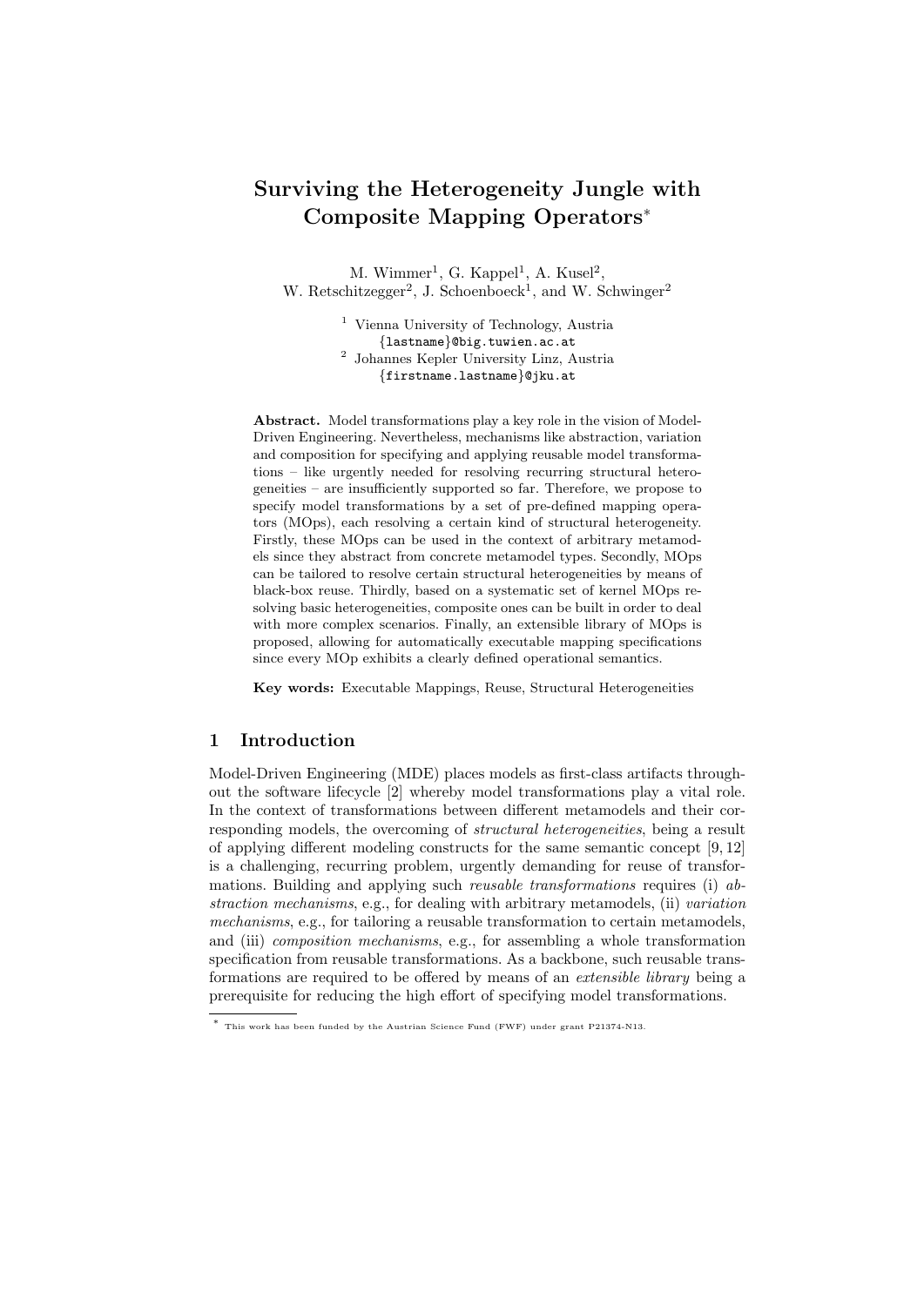# Surviving the Heterogeneity Jungle with Composite Mapping Operators*

M. Wimmer[1], G. Kappel[1], A. Kusel[2], W. Retschitzegger[2], J. Schoenboeck[1], and W. Schwinger[2]

[1] Vienna University of Technology, Austria
{lastname}@big.tuwien.ac.at

[2] Johannes Kepler University Linz, Austria
{firstname.lastname}@jku.at

**Abstract.** Model transformations play a key role in the vision of Model-Driven Engineering. Nevertheless, mechanisms like abstraction, variation and composition for specifying and applying reusable model transformations – like urgently needed for resolving recurring structural heterogeneities – are insufficiently supported so far. Therefore, we propose to specify model transformations by a set of pre-defined mapping operators (MOps), each resolving a certain kind of structural heterogeneity. Firstly, these MOps can be used in the context of arbitrary metamodels since they abstract from concrete metamodel types. Secondly, MOps can be tailored to resolve certain structural heterogeneities by means of black-box reuse. Thirdly, based on a systematic set of kernel MOps resolving basic heterogeneities, composite ones can be built in order to deal with more complex scenarios. Finally, an extensible library of MOps is proposed, allowing for automatically executable mapping specifications since every MOp exhibits a clearly defined operational semantics.

**Key words:** Executable Mappings, Reuse, Structural Heterogeneities

## 1 Introduction

Model-Driven Engineering (MDE) places models as first-class artifacts throughout the software lifecycle [2] whereby model transformations play a vital role. In the context of transformations between different metamodels and their corresponding models, the overcoming of *structural heterogeneities*, being a result of applying different modeling constructs for the same semantic concept [9, 12] is a challenging, recurring problem, urgently demanding for reuse of transformations. Building and applying such *reusable transformations* requires (i) *abstraction mechanisms*, e.g., for dealing with arbitrary metamodels, (ii) *variation mechanisms*, e.g., for tailoring a reusable transformation to certain metamodels, and (iii) *composition mechanisms*, e.g., for assembling a whole transformation specification from reusable transformations. As a backbone, such reusable transformations are required to be offered by means of an *extensible library* being a prerequisite for reducing the high effort of specifying model transformations.

* This work has been funded by the Austrian Science Fund (FWF) under grant P21374-N13.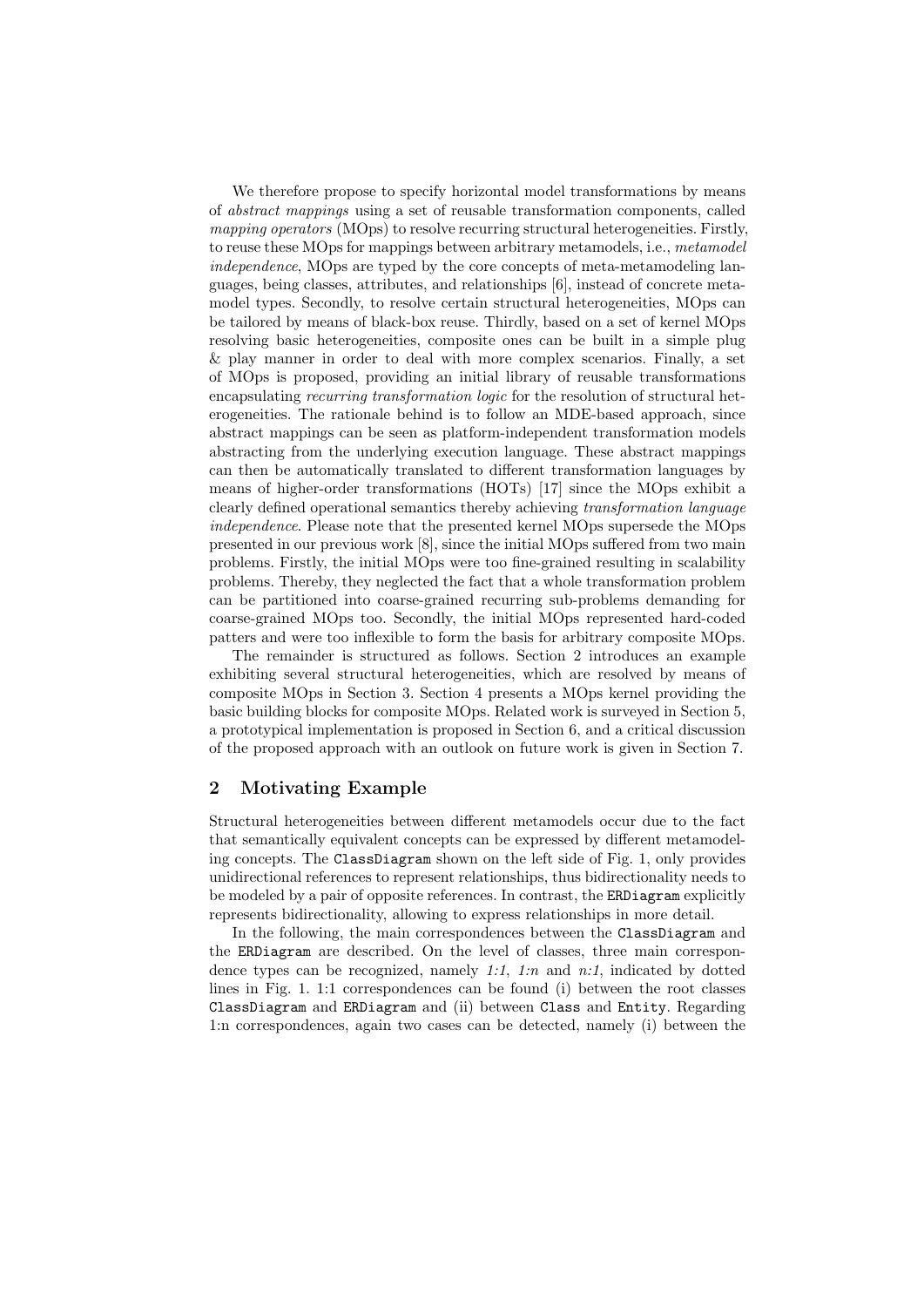We therefore propose to specify horizontal model transformations by means of *abstract mappings* using a set of reusable transformation components, called *mapping operators* (MOps) to resolve recurring structural heterogeneities. Firstly, to reuse these MOps for mappings between arbitrary metamodels, i.e., *metamodel independence*, MOps are typed by the core concepts of meta-metamodeling languages, being classes, attributes, and relationships [6], instead of concrete metamodel types. Secondly, to resolve certain structural heterogeneities, MOps can be tailored by means of black-box reuse. Thirdly, based on a set of kernel MOps resolving basic heterogeneities, composite ones can be built in a simple plug & play manner in order to deal with more complex scenarios. Finally, a set of MOps is proposed, providing an initial library of reusable transformations encapsulating *recurring transformation logic* for the resolution of structural heterogeneities. The rationale behind is to follow an MDE-based approach, since abstract mappings can be seen as platform-independent transformation models abstracting from the underlying execution language. These abstract mappings can then be automatically translated to different transformation languages by means of higher-order transformations (HOTs) [17] since the MOps exhibit a clearly defined operational semantics thereby achieving *transformation language independence*. Please note that the presented kernel MOps supersede the MOps presented in our previous work [8], since the initial MOps suffered from two main problems. Firstly, the initial MOps were too fine-grained resulting in scalability problems. Thereby, they neglected the fact that a whole transformation problem can be partitioned into coarse-grained recurring sub-problems demanding for coarse-grained MOps too. Secondly, the initial MOps represented hard-coded patters and were too inflexible to form the basis for arbitrary composite MOps.

The remainder is structured as follows. Section 2 introduces an example exhibiting several structural heterogeneities, which are resolved by means of composite MOps in Section 3. Section 4 presents a MOps kernel providing the basic building blocks for composite MOps. Related work is surveyed in Section 5, a prototypical implementation is proposed in Section 6, and a critical discussion of the proposed approach with an outlook on future work is given in Section 7.

## 2 Motivating Example

Structural heterogeneities between different metamodels occur due to the fact that semantically equivalent concepts can be expressed by different metamodeling concepts. The `ClassDiagram` shown on the left side of Fig. 1, only provides unidirectional references to represent relationships, thus bidirectionality needs to be modeled by a pair of opposite references. In contrast, the `ERDiagram` explicitly represents bidirectionality, allowing to express relationships in more detail.

In the following, the main correspondences between the `ClassDiagram` and the `ERDiagram` are described. On the level of classes, three main correspondence types can be recognized, namely *1:1*, *1:n* and *n:1*, indicated by dotted lines in Fig. 1. 1:1 correspondences can be found (i) between the root classes `ClassDiagram` and `ERDiagram` and (ii) between `Class` and `Entity`. Regarding 1:n correspondences, again two cases can be detected, namely (i) between the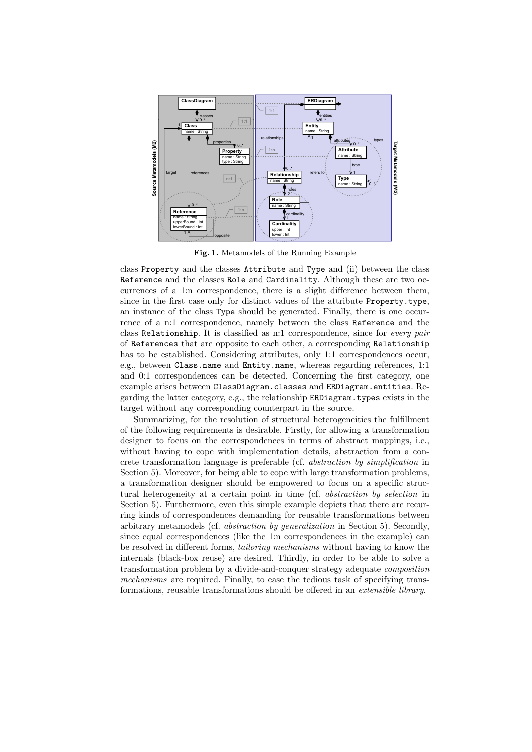**Fig. 1.** Metamodels of the Running Example

class Property and the classes Attribute and Type and (ii) between the class Reference and the classes Role and Cardinality. Although these are two occurrences of a 1:n correspondence, there is a slight difference between them, since in the first case only for distinct values of the attribute Property.type, an instance of the class Type should be generated. Finally, there is one occurrence of a n:1 correspondence, namely between the class Reference and the class Relationship. It is classified as n:1 correspondence, since for *every pair* of References that are opposite to each other, a corresponding Relationship has to be established. Considering attributes, only 1:1 correspondences occur, e.g., between Class.name and Entity.name, whereas regarding references, 1:1 and 0:1 correspondences can be detected. Concerning the first category, one example arises between ClassDiagram.classes and ERDiagram.entities. Regarding the latter category, e.g., the relationship ERDiagram.types exists in the target without any corresponding counterpart in the source.

Summarizing, for the resolution of structural heterogeneities the fulfillment of the following requirements is desirable. Firstly, for allowing a transformation designer to focus on the correspondences in terms of abstract mappings, i.e., without having to cope with implementation details, abstraction from a concrete transformation language is preferable (cf. *abstraction by simplification* in Section 5). Moreover, for being able to cope with large transformation problems, a transformation designer should be empowered to focus on a specific structural heterogeneity at a certain point in time (cf. *abstraction by selection* in Section 5). Furthermore, even this simple example depicts that there are recurring kinds of correspondences demanding for reusable transformations between arbitrary metamodels (cf. *abstraction by generalization* in Section 5). Secondly, since equal correspondences (like the 1:n correspondences in the example) can be resolved in different forms, *tailoring mechanisms* without having to know the internals (black-box reuse) are desired. Thirdly, in order to be able to solve a transformation problem by a divide-and-conquer strategy adequate *composition mechanisms* are required. Finally, to ease the tedious task of specifying transformations, reusable transformations should be offered in an *extensible library*.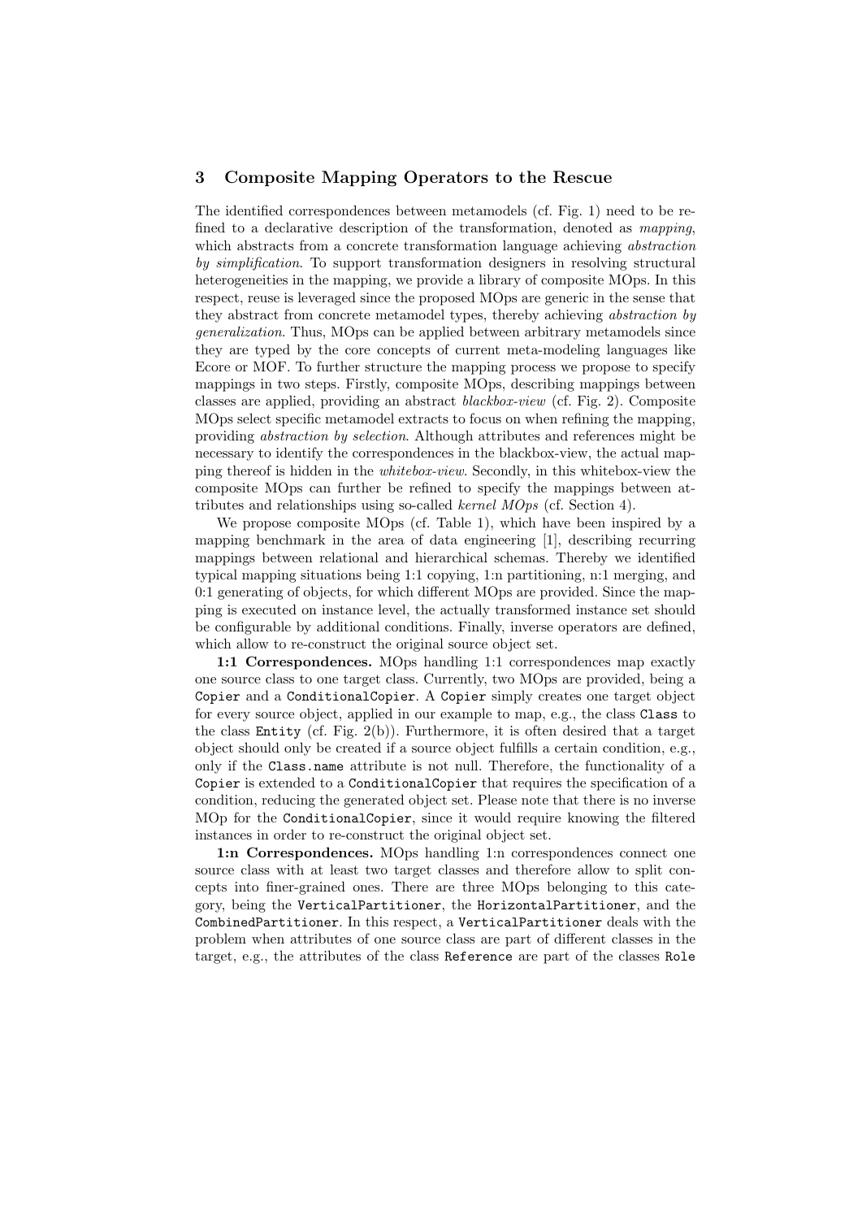## 3 Composite Mapping Operators to the Rescue

The identified correspondences between metamodels (cf. Fig. 1) need to be refined to a declarative description of the transformation, denoted as *mapping*, which abstracts from a concrete transformation language achieving *abstraction by simplification*. To support transformation designers in resolving structural heterogeneities in the mapping, we provide a library of composite MOps. In this respect, reuse is leveraged since the proposed MOps are generic in the sense that they abstract from concrete metamodel types, thereby achieving *abstraction by generalization*. Thus, MOps can be applied between arbitrary metamodels since they are typed by the core concepts of current meta-modeling languages like Ecore or MOF. To further structure the mapping process we propose to specify mappings in two steps. Firstly, composite MOps, describing mappings between classes are applied, providing an abstract *blackbox-view* (cf. Fig. 2). Composite MOps select specific metamodel extracts to focus on when refining the mapping, providing *abstraction by selection*. Although attributes and references might be necessary to identify the correspondences in the blackbox-view, the actual mapping thereof is hidden in the *whitebox-view*. Secondly, in this whitebox-view the composite MOps can further be refined to specify the mappings between attributes and relationships using so-called *kernel MOps* (cf. Section 4).

We propose composite MOps (cf. Table 1), which have been inspired by a mapping benchmark in the area of data engineering [1], describing recurring mappings between relational and hierarchical schemas. Thereby we identified typical mapping situations being 1:1 copying, 1:n partitioning, n:1 merging, and 0:1 generating of objects, for which different MOps are provided. Since the mapping is executed on instance level, the actually transformed instance set should be configurable by additional conditions. Finally, inverse operators are defined, which allow to re-construct the original source object set.

**1:1 Correspondences.** MOps handling 1:1 correspondences map exactly one source class to one target class. Currently, two MOps are provided, being a `Copier` and a `ConditionalCopier`. A `Copier` simply creates one target object for every source object, applied in our example to map, e.g., the class `Class` to the class `Entity` (cf. Fig. 2(b)). Furthermore, it is often desired that a target object should only be created if a source object fulfills a certain condition, e.g., only if the `Class.name` attribute is not null. Therefore, the functionality of a `Copier` is extended to a `ConditionalCopier` that requires the specification of a condition, reducing the generated object set. Please note that there is no inverse MOp for the `ConditionalCopier`, since it would require knowing the filtered instances in order to re-construct the original object set.

**1:n Correspondences.** MOps handling 1:n correspondences connect one source class with at least two target classes and therefore allow to split concepts into finer-grained ones. There are three MOps belonging to this category, being the `VerticalPartitioner`, the `HorizontalPartitioner`, and the `CombinedPartitioner`. In this respect, a `VerticalPartitioner` deals with the problem when attributes of one source class are part of different classes in the target, e.g., the attributes of the class `Reference` are part of the classes `Role`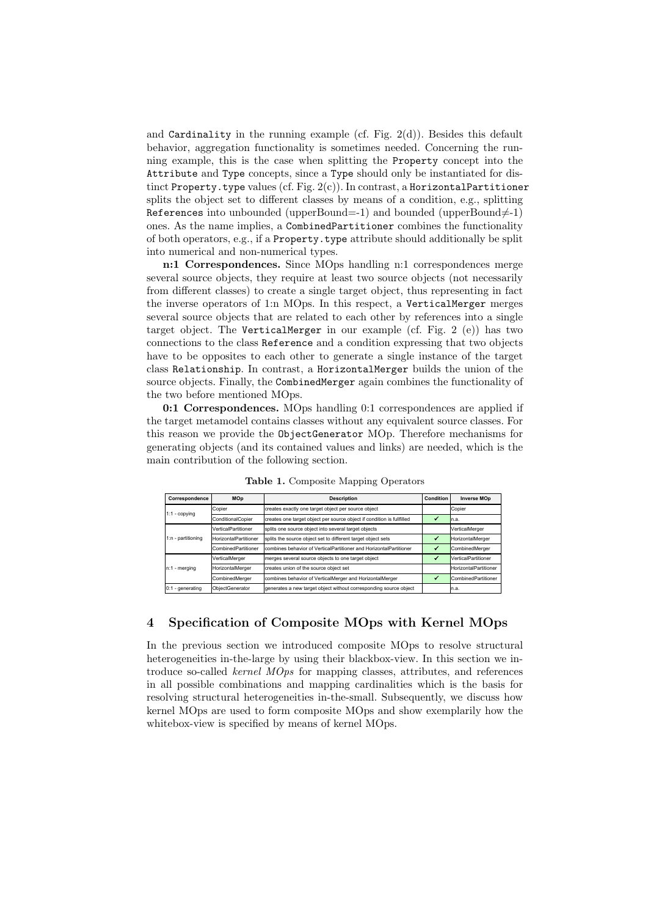and `Cardinality` in the running example (cf. Fig. 2(d)). Besides this default behavior, aggregation functionality is sometimes needed. Concerning the running example, this is the case when splitting the `Property` concept into the `Attribute` and `Type` concepts, since a `Type` should only be instantiated for distinct `Property.type` values (cf. Fig. 2(c)). In contrast, a `HorizontalPartitioner` splits the object set to different classes by means of a condition, e.g., splitting `References` into unbounded (upperBound=-1) and bounded (upperBound$\neq$-1) ones. As the name implies, a `CombinedPartitioner` combines the functionality of both operators, e.g., if a `Property.type` attribute should additionally be split into numerical and non-numerical types.

**n:1 Correspondences.** Since MOps handling n:1 correspondences merge several source objects, they require at least two source objects (not necessarily from different classes) to create a single target object, thus representing in fact the inverse operators of 1:n MOps. In this respect, a `VerticalMerger` merges several source objects that are related to each other by references into a single target object. The `VerticalMerger` in our example (cf. Fig. 2 (e)) has two connections to the class `Reference` and a condition expressing that two objects have to be opposites to each other to generate a single instance of the target class `Relationship`. In contrast, a `HorizontalMerger` builds the union of the source objects. Finally, the `CombinedMerger` again combines the functionality of the two before mentioned MOps.

**0:1 Correspondences.** MOps handling 0:1 correspondences are applied if the target metamodel contains classes without any equivalent source classes. For this reason we provide the `ObjectGenerator` MOp. Therefore mechanisms for generating objects (and its contained values and links) are needed, which is the main contribution of the following section.

**Table 1.** Composite Mapping Operators

| Correspondence | MOp | Description | Condition | Inverse MOp |
|---|---|---|---|---|
| 1:1 - copying | Copier | creates exactly one target object per source object | | Copier |
| | ConditionalCopier | creates one target object per source object if condition is fullfilled | ✔ | n.a. |
| 1:n - partitioning | VerticalPartitioner | splits one source object into several target objects | | VerticalMerger |
| | HorizontalPartitioner | splits the source object set to different target object sets | ✔ | HorizontalMerger |
| | CombinedPartitioner | combines behavior of VerticalPartitioner and HorizontalPartitioner | ✔ | CombinedMerger |
| n:1 - merging | VerticalMerger | merges several source objects to one target object | ✔ | VerticalPartitioner |
| | HorizontalMerger | creates union of the source object set | | HorizontalPartitioner |
| | CombinedMerger | combines behavior of VerticalMerger and HorizontalMerger | ✔ | CombinedPartitioner |
| 0:1 - generating | ObjectGenerator | generates a new target object without corresponding source object | | n.a. |

## 4 Specification of Composite MOps with Kernel MOps

In the previous section we introduced composite MOps to resolve structural heterogeneities in-the-large by using their blackbox-view. In this section we introduce so-called *kernel MOps* for mapping classes, attributes, and references in all possible combinations and mapping cardinalities which is the basis for resolving structural heterogeneities in-the-small. Subsequently, we discuss how kernel MOps are used to form composite MOps and show exemplarily how the whitebox-view is specified by means of kernel MOps.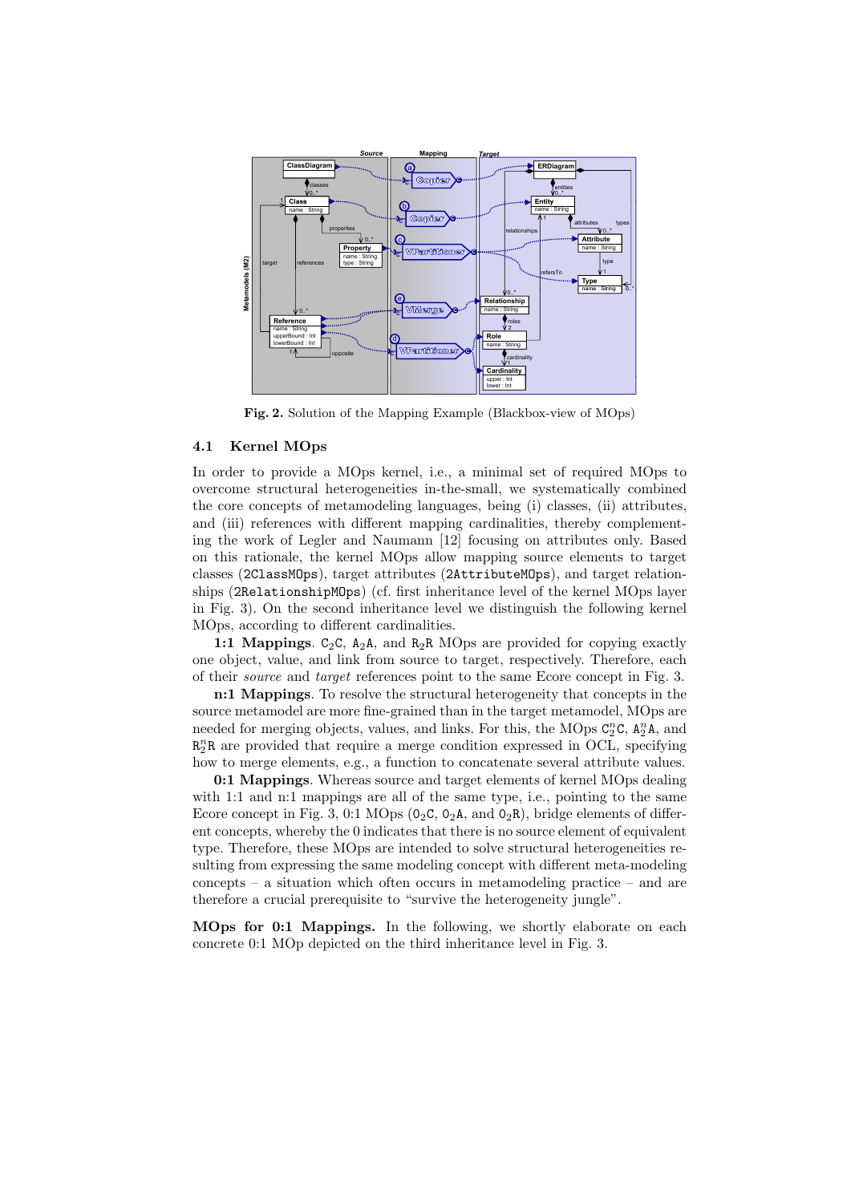Fig. 2. Solution of the Mapping Example (Blackbox-view of MOps)

### 4.1 Kernel MOps

In order to provide a MOps kernel, i.e., a minimal set of required MOps to overcome structural heterogeneities in-the-small, we systematically combined the core concepts of metamodeling languages, being (i) classes, (ii) attributes, and (iii) references with different mapping cardinalities, thereby complementing the work of Legler and Naumann [12] focusing on attributes only. Based on this rationale, the kernel MOps allow mapping source elements to target classes (`2ClassMOps`), target attributes (`2AttributeMOps`), and target relationships (`2RelationshipMOps`) (cf. first inheritance level of the kernel MOps layer in Fig. 3). On the second inheritance level we distinguish the following kernel MOps, according to different cardinalities.

**1:1 Mappings**. $\mathtt{C_2C}$, $\mathtt{A_2A}$, and $\mathtt{R_2R}$ MOps are provided for copying exactly one object, value, and link from source to target, respectively. Therefore, each of their *source* and *target* references point to the same Ecore concept in Fig. 3.

**n:1 Mappings**. To resolve the structural heterogeneity that concepts in the source metamodel are more fine-grained than in the target metamodel, MOps are needed for merging objects, values, and links. For this, the MOps $\mathtt{C^n_2C}$, $\mathtt{A^n_2A}$, and $\mathtt{R^n_2R}$ are provided that require a merge condition expressed in OCL, specifying how to merge elements, e.g., a function to concatenate several attribute values.

**0:1 Mappings**. Whereas source and target elements of kernel MOps dealing with 1:1 and n:1 mappings are all of the same type, i.e., pointing to the same Ecore concept in Fig. 3, 0:1 MOps ($\mathtt{0_2C}$, $\mathtt{0_2A}$, and $\mathtt{0_2R}$), bridge elements of different concepts, whereby the 0 indicates that there is no source element of equivalent type. Therefore, these MOps are intended to solve structural heterogeneities resulting from expressing the same modeling concept with different meta-modeling concepts – a situation which often occurs in metamodeling practice – and are therefore a crucial prerequisite to "survive the heterogeneity jungle".

**MOps for 0:1 Mappings.** In the following, we shortly elaborate on each concrete 0:1 MOp depicted on the third inheritance level in Fig. 3.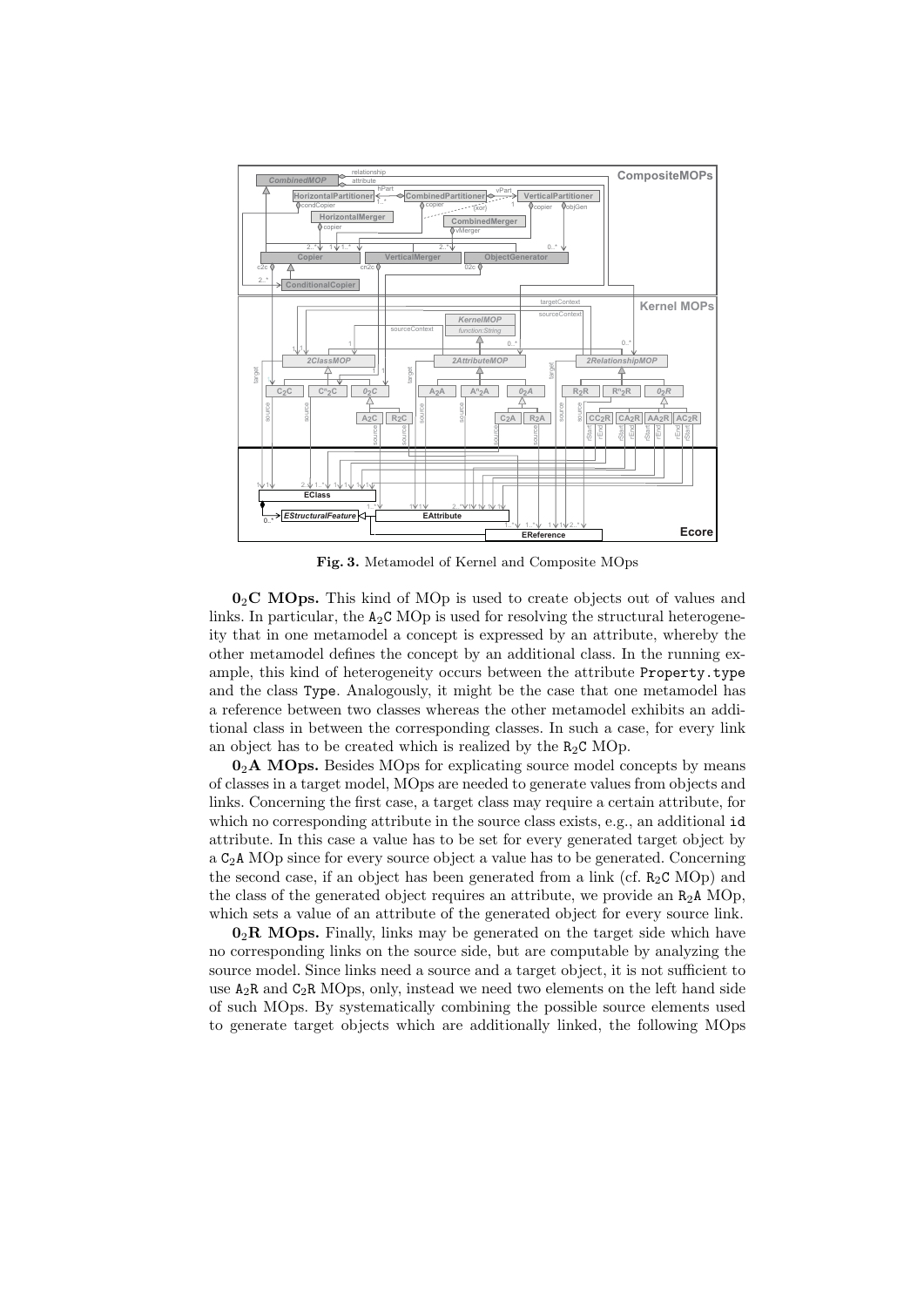**Fig. 3.** Metamodel of Kernel and Composite MOps

**$0_2$C MOps.** This kind of MOp is used to create objects out of values and links. In particular, the $A_2C$ MOp is used for resolving the structural heterogeneity that in one metamodel a concept is expressed by an attribute, whereby the other metamodel defines the concept by an additional class. In the running example, this kind of heterogeneity occurs between the attribute `Property.type` and the class `Type`. Analogously, it might be the case that one metamodel has a reference between two classes whereas the other metamodel exhibits an additional class in between the corresponding classes. In such a case, for every link an object has to be created which is realized by the $R_2C$ MOp.

**$0_2$A MOps.** Besides MOps for explicating source model concepts by means of classes in a target model, MOps are needed to generate values from objects and links. Concerning the first case, a target class may require a certain attribute, for which no corresponding attribute in the source class exists, e.g., an additional `id` attribute. In this case a value has to be set for every generated target object by a $C_2A$ MOp since for every source object a value has to be generated. Concerning the second case, if an object has been generated from a link (cf. $R_2C$ MOp) and the class of the generated object requires an attribute, we provide an $R_2A$ MOp, which sets a value of an attribute of the generated object for every source link.

**$0_2$R MOps.** Finally, links may be generated on the target side which have no corresponding links on the source side, but are computable by analyzing the source model. Since links need a source and a target object, it is not sufficient to use $A_2R$ and $C_2R$ MOps, only, instead we need two elements on the left hand side of such MOps. By systematically combining the possible source elements used to generate target objects which are additionally linked, the following MOps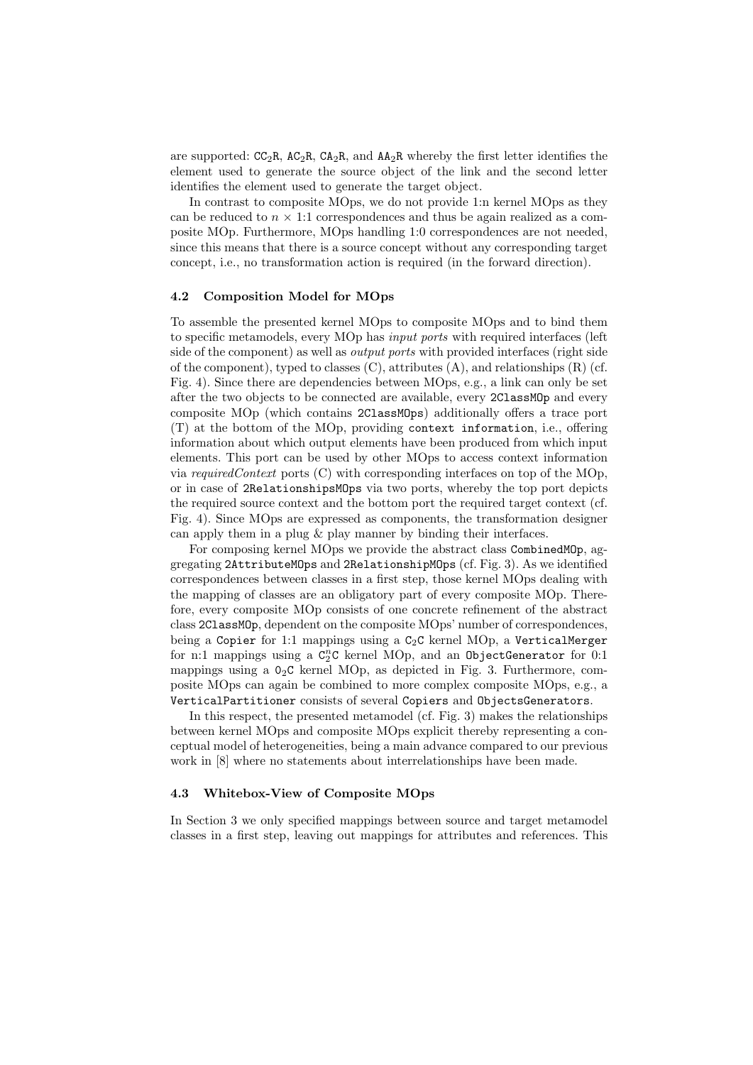are supported: $\mathtt{CC_2R}$, $\mathtt{AC_2R}$, $\mathtt{CA_2R}$, and $\mathtt{AA_2R}$ whereby the first letter identifies the element used to generate the source object of the link and the second letter identifies the element used to generate the target object.

In contrast to composite MOps, we do not provide 1:n kernel MOps as they can be reduced to $n \times$ 1:1 correspondences and thus be again realized as a composite MOp. Furthermore, MOps handling 1:0 correspondences are not needed, since this means that there is a source concept without any corresponding target concept, i.e., no transformation action is required (in the forward direction).

### 4.2 Composition Model for MOps

To assemble the presented kernel MOps to composite MOps and to bind them to specific metamodels, every MOp has *input ports* with required interfaces (left side of the component) as well as *output ports* with provided interfaces (right side of the component), typed to classes (C), attributes (A), and relationships (R) (cf. Fig. 4). Since there are dependencies between MOps, e.g., a link can only be set after the two objects to be connected are available, every `2ClassMOp` and every composite MOp (which contains `2ClassMOps`) additionally offers a trace port (T) at the bottom of the MOp, providing `context information`, i.e., offering information about which output elements have been produced from which input elements. This port can be used by other MOps to access context information via *requiredContext* ports (C) with corresponding interfaces on top of the MOp, or in case of `2RelationshipsMOps` via two ports, whereby the top port depicts the required source context and the bottom port the required target context (cf. Fig. 4). Since MOps are expressed as components, the transformation designer can apply them in a plug & play manner by binding their interfaces.

For composing kernel MOps we provide the abstract class `CombinedMOp`, aggregating `2AttributeMOps` and `2RelationshipMOps` (cf. Fig. 3). As we identified correspondences between classes in a first step, those kernel MOps dealing with the mapping of classes are an obligatory part of every composite MOp. Therefore, every composite MOp consists of one concrete refinement of the abstract class `2ClassMOp`, dependent on the composite MOps' number of correspondences, being a `Copier` for 1:1 mappings using a $\mathtt{C_2C}$ kernel MOp, a `VerticalMerger` for n:1 mappings using a $\mathtt{C_2^nC}$ kernel MOp, and an `ObjectGenerator` for 0:1 mappings using a $\mathtt{0_2C}$ kernel MOp, as depicted in Fig. 3. Furthermore, composite MOps can again be combined to more complex composite MOps, e.g., a `VerticalPartitioner` consists of several `Copiers` and `ObjectsGenerators`.

In this respect, the presented metamodel (cf. Fig. 3) makes the relationships between kernel MOps and composite MOps explicit thereby representing a conceptual model of heterogeneities, being a main advance compared to our previous work in [8] where no statements about interrelationships have been made.

### 4.3 Whitebox-View of Composite MOps

In Section 3 we only specified mappings between source and target metamodel classes in a first step, leaving out mappings for attributes and references. This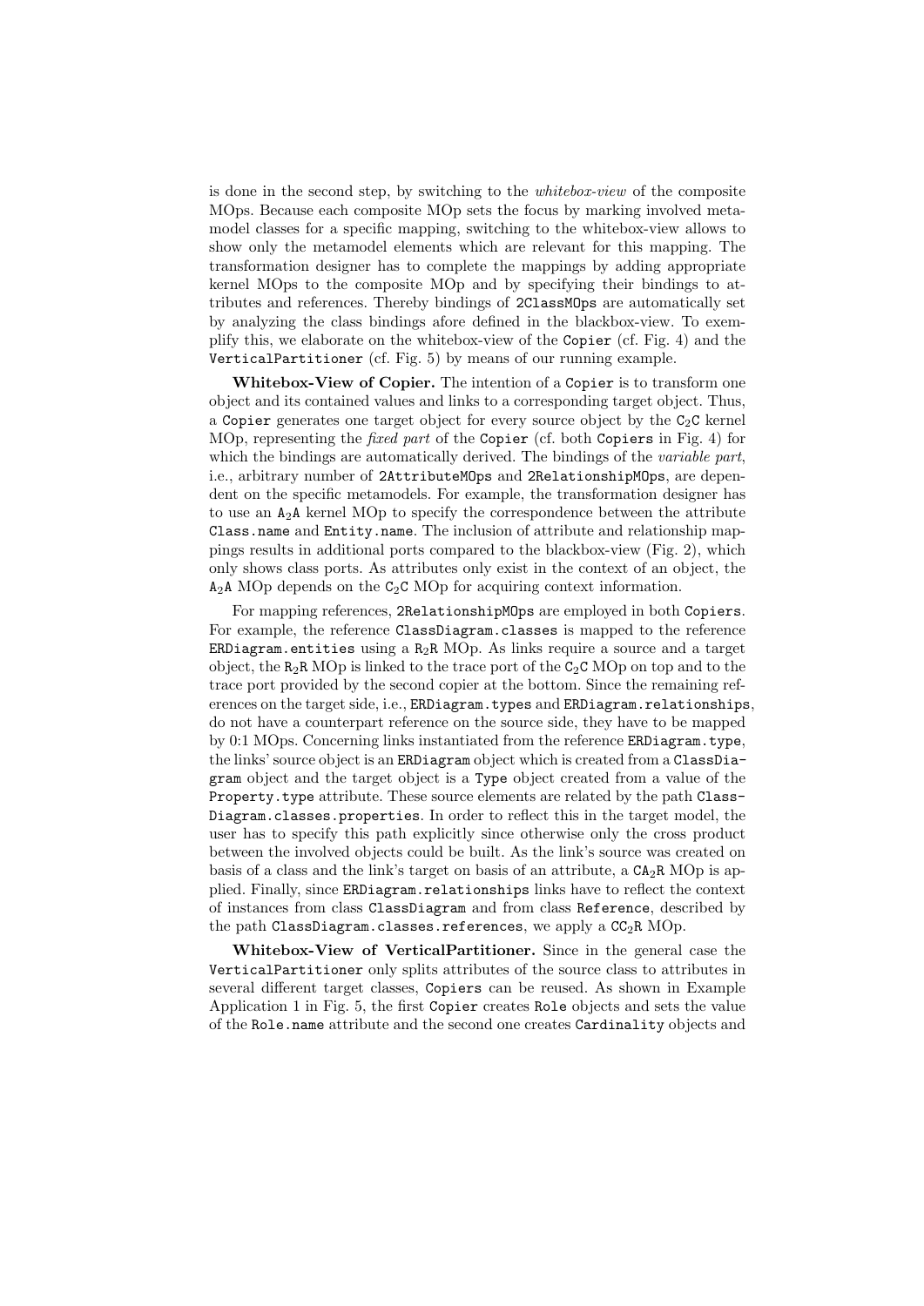is done in the second step, by switching to the *whitebox-view* of the composite MOps. Because each composite MOp sets the focus by marking involved metamodel classes for a specific mapping, switching to the whitebox-view allows to show only the metamodel elements which are relevant for this mapping. The transformation designer has to complete the mappings by adding appropriate kernel MOps to the composite MOp and by specifying their bindings to attributes and references. Thereby bindings of `2ClassMOps` are automatically set by analyzing the class bindings afore defined in the blackbox-view. To exemplify this, we elaborate on the whitebox-view of the `Copier` (cf. Fig. 4) and the `VerticalPartitioner` (cf. Fig. 5) by means of our running example.

**Whitebox-View of Copier.** The intention of a `Copier` is to transform one object and its contained values and links to a corresponding target object. Thus, a `Copier` generates one target object for every source object by the $\texttt{C}_2\texttt{C}$ kernel MOp, representing the *fixed part* of the `Copier` (cf. both `Copiers` in Fig. 4) for which the bindings are automatically derived. The bindings of the *variable part*, i.e., arbitrary number of `2AttributeMOps` and `2RelationshipMOps`, are dependent on the specific metamodels. For example, the transformation designer has to use an $\texttt{A}_2\texttt{A}$ kernel MOp to specify the correspondence between the attribute `Class.name` and `Entity.name`. The inclusion of attribute and relationship mappings results in additional ports compared to the blackbox-view (Fig. 2), which only shows class ports. As attributes only exist in the context of an object, the $\texttt{A}_2\texttt{A}$ MOp depends on the $\texttt{C}_2\texttt{C}$ MOp for acquiring context information.

For mapping references, `2RelationshipMOps` are employed in both `Copiers`. For example, the reference `ClassDiagram.classes` is mapped to the reference `ERDiagram.entities` using a $\texttt{R}_2\texttt{R}$ MOp. As links require a source and a target object, the $\texttt{R}_2\texttt{R}$ MOp is linked to the trace port of the $\texttt{C}_2\texttt{C}$ MOp on top and to the trace port provided by the second copier at the bottom. Since the remaining references on the target side, i.e., `ERDiagram.types` and `ERDiagram.relationships`, do not have a counterpart reference on the source side, they have to be mapped by 0:1 MOps. Concerning links instantiated from the reference `ERDiagram.type`, the links' source object is an `ERDiagram` object which is created from a `ClassDiagram` object and the target object is a `Type` object created from a value of the `Property.type` attribute. These source elements are related by the path `ClassDiagram.classes.properties`. In order to reflect this in the target model, the user has to specify this path explicitly since otherwise only the cross product between the involved objects could be built. As the link's source was created on basis of a class and the link's target on basis of an attribute, a $\texttt{CA}_2\texttt{R}$ MOp is applied. Finally, since `ERDiagram.relationships` links have to reflect the context of instances from class `ClassDiagram` and from class `Reference`, described by the path `ClassDiagram.classes.references`, we apply a $\texttt{CC}_2\texttt{R}$ MOp.

**Whitebox-View of VerticalPartitioner.** Since in the general case the `VerticalPartitioner` only splits attributes of the source class to attributes in several different target classes, `Copiers` can be reused. As shown in Example Application 1 in Fig. 5, the first `Copier` creates `Role` objects and sets the value of the `Role.name` attribute and the second one creates `Cardinality` objects and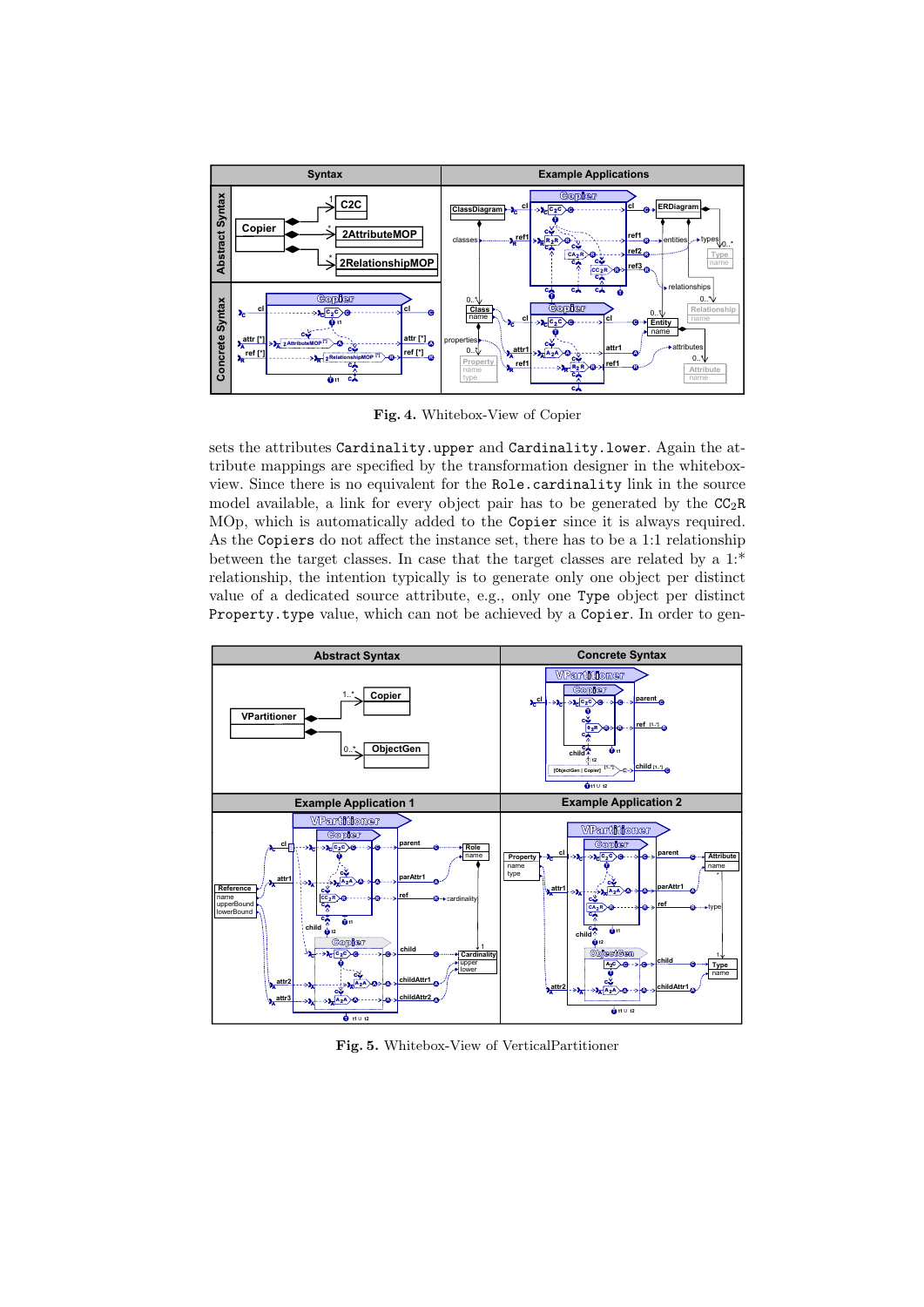**Fig. 4.** Whitebox-View of Copier

sets the attributes Cardinality.upper and Cardinality.lower. Again the attribute mappings are specified by the transformation designer in the whitebox-view. Since there is no equivalent for the Role.cardinality link in the source model available, a link for every object pair has to be generated by the $CC_2R$ MOp, which is automatically added to the Copier since it is always required. As the Copiers do not affect the instance set, there has to be a 1:1 relationship between the target classes. In case that the target classes are related by a 1:* relationship, the intention typically is to generate only one object per distinct value of a dedicated source attribute, e.g., only one Type object per distinct Property.type value, which can not be achieved by a Copier. In order to gen-

**Fig. 5.** Whitebox-View of VerticalPartitioner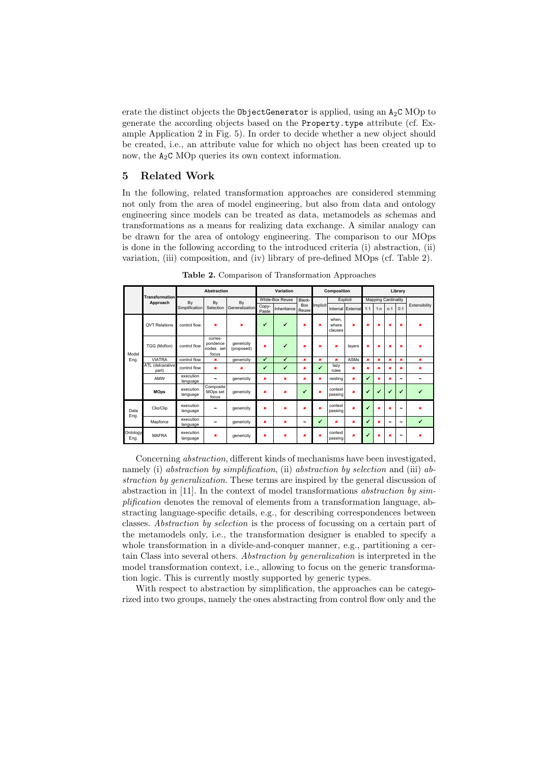erate the distinct objects the `ObjectGenerator` is applied, using an $\mathtt{A_2C}$ MOp to generate the according objects based on the `Property.type` attribute (cf. Example Application 2 in Fig. 5). In order to decide whether a new object should be created, i.e., an attribute value for which no object has been created up to now, the $\mathtt{A_2C}$ MOp queries its own context information.

## 5 Related Work

In the following, related transformation approaches are considered stemming not only from the area of model engineering, but also from data and ontology engineering since models can be treated as data, metamodels as schemas and transformations as a means for realizing data exchange. A similar analogy can be drawn for the area of ontology engineering. The comparison to our MOps is done in the following according to the introduced criteria (i) abstraction, (ii) variation, (iii) composition, and (iv) library of pre-defined MOps (cf. Table 2).

**Table 2.** Comparison of Transformation Approaches

| | Transformation Approach | Abstraction | | | Variation | | | Composition | | | Library | | | | |
|---|---|---|---|---|---|---|---|---|---|---|---|---|---|---|---|
| | | By Simplification | By Selection | By Generalization | White-Box Reuse | | Black-Box Reuse | Implicit | Explicit | | Mapping Cardinality | | | | Extensibility |
| | | | | | Copy-Paste | Inheritance | | | Internal | External | 1:1 | 1:n | n:1 | 0:1 | |
| Model Eng. | QVT Relations | control flow | ✗ | ✗ | ✓ | ✓ | ✗ | ✗ | when, where clauses | ✗ | ✗ | ✗ | ✗ | ✗ | ✗ |
| | TGG (Moflon) | control flow | correspondence nodes set focus | genericity (proposed) | ✗ | ✓ | ✗ | ✗ | ✗ | layers | ✗ | ✗ | ✗ | ✗ | ✗ |
| | VIATRA | control flow | ✗ | genericity | ✓ | ✓ | ✗ | ✗ | ✗ | ASMs | ✗ | ✗ | ✗ | ✗ | ✗ |
| | ATL (delcarative part) | control flow | ✗ | ✗ | ✓ | ✓ | ✗ | ✓ | lazy rules | ✗ | ✗ | ✗ | ✗ | ✗ | ✗ |
| | AMW | execution language | ~ | genericity | ✗ | ✗ | ✗ | ✗ | nesting | ✗ | ✓ | ✗ | ✗ | ~ | ~ |
| | **MOps** | execution language | Composite MOps set focus | genericity | ✗ | ✗ | ✓ | ✗ | context passing | ✗ | ✓ | ✓ | ✓ | ✓ | ✓ |
| Data Eng. | Clio/Clip | execution language | ~ | genericity | ✗ | ✗ | ✗ | ✗ | context passing | ✗ | ✓ | ✗ | ✗ | ~ | ✗ |
| | Mapforce | execution language | ~ | genericity | ✗ | ✗ | ~ | ✓ | ✗ | ✗ | ✓ | ✗ | ~ | ~ | ✓ |
| Ontology Eng. | MAFRA | execution language | ✗ | genericity | ✗ | ✗ | ✗ | ✗ | context passing | ✗ | ✓ | ✗ | ✗ | ~ | ✗ |

Concerning *abstraction*, different kinds of mechanisms have been investigated, namely (i) *abstraction by simplification*, (ii) *abstraction by selection* and (iii) *abstraction by generalization*. These terms are inspired by the general discussion of abstraction in [11]. In the context of model transformations *abstraction by simplification* denotes the removal of elements from a transformation language, abstracting language-specific details, e.g., for describing correspondences between classes. *Abstraction by selection* is the process of focussing on a certain part of the metamodels only, i.e., the transformation designer is enabled to specify a whole transformation in a divide-and-conquer manner, e.g., partitioning a certain Class into several others. *Abstraction by generalization* is interpreted in the model transformation context, i.e., allowing to focus on the generic transformation logic. This is currently mostly supported by generic types.

With respect to abstraction by simplification, the approaches can be categorized into two groups, namely the ones abstracting from control flow only and the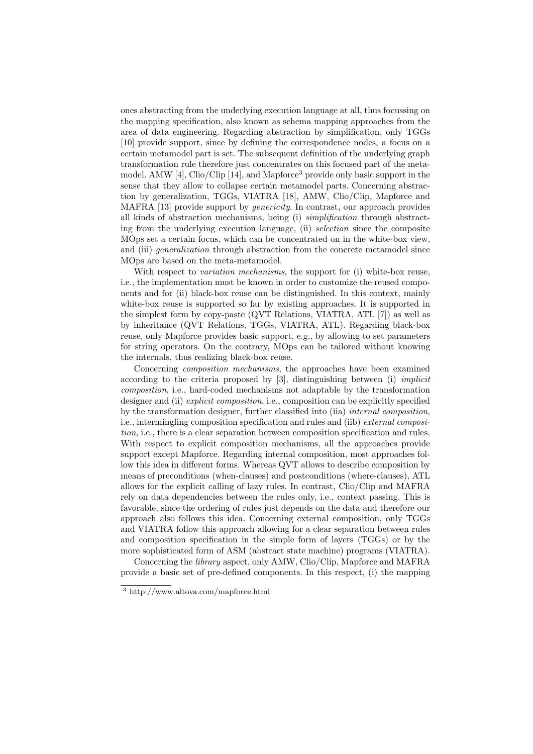ones abstracting from the underlying execution language at all, thus focussing on the mapping specification, also known as schema mapping approaches from the area of data engineering. Regarding abstraction by simplification, only TGGs [10] provide support, since by defining the correspondence nodes, a focus on a certain metamodel part is set. The subsequent definition of the underlying graph transformation rule therefore just concentrates on this focused part of the metamodel. AMW [4], Clio/Clip [14], and Mapforce[3] provide only basic support in the sense that they allow to collapse certain metamodel parts. Concerning abstraction by generalization, TGGs, VIATRA [18], AMW, Clio/Clip, Mapforce and MAFRA [13] provide support by *genericity*. In contrast, our approach provides all kinds of abstraction mechanisms, being (i) *simplification* through abstracting from the underlying execution language, (ii) *selection* since the composite MOps set a certain focus, which can be concentrated on in the white-box view, and (iii) *generalization* through abstraction from the concrete metamodel since MOps are based on the meta-metamodel.

With respect to *variation mechanisms*, the support for (i) white-box reuse, i.e., the implementation must be known in order to customize the reused components and for (ii) black-box reuse can be distinguished. In this context, mainly white-box reuse is supported so far by existing approaches. It is supported in the simplest form by copy-paste (QVT Relations, VIATRA, ATL [7]) as well as by inheritance (QVT Relations, TGGs, VIATRA, ATL). Regarding black-box reuse, only Mapforce provides basic support, e.g., by allowing to set parameters for string operators. On the contrary, MOps can be tailored without knowing the internals, thus realizing black-box reuse.

Concerning *composition mechanisms*, the approaches have been examined according to the criteria proposed by [3], distinguishing between (i) *implicit composition*, i.e., hard-coded mechanisms not adaptable by the transformation designer and (ii) *explicit composition*, i.e., composition can be explicitly specified by the transformation designer, further classified into (iia) *internal composition*, i.e., intermingling composition specification and rules and (iib) *external composition*, i.e., there is a clear separation between composition specification and rules. With respect to explicit composition mechanisms, all the approaches provide support except Mapforce. Regarding internal composition, most approaches follow this idea in different forms. Whereas QVT allows to describe composition by means of preconditions (when-clauses) and postconditions (where-clauses), ATL allows for the explicit calling of lazy rules. In contrast, Clio/Clip and MAFRA rely on data dependencies between the rules only, i.e., context passing. This is favorable, since the ordering of rules just depends on the data and therefore our approach also follows this idea. Concerning external composition, only TGGs and VIATRA follow this approach allowing for a clear separation between rules and composition specification in the simple form of layers (TGGs) or by the more sophisticated form of ASM (abstract state machine) programs (VIATRA).

Concerning the *library* aspect, only AMW, Clio/Clip, Mapforce and MAFRA provide a basic set of pre-defined components. In this respect, (i) the mapping

[3] http://www.altova.com/mapforce.html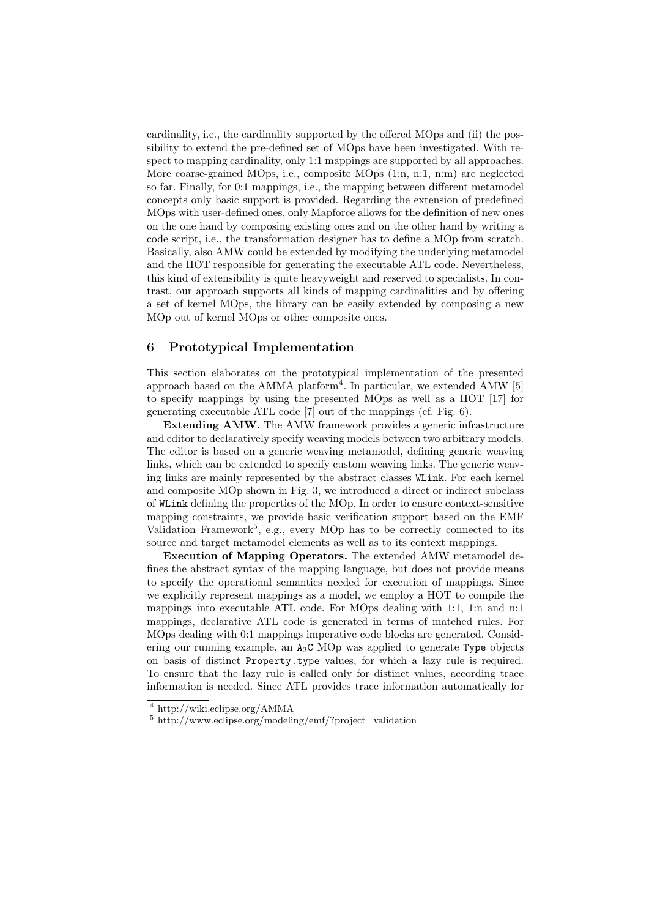cardinality, i.e., the cardinality supported by the offered MOps and (ii) the possibility to extend the pre-defined set of MOps have been investigated. With respect to mapping cardinality, only 1:1 mappings are supported by all approaches. More coarse-grained MOps, i.e., composite MOps (1:n, n:1, n:m) are neglected so far. Finally, for 0:1 mappings, i.e., the mapping between different metamodel concepts only basic support is provided. Regarding the extension of predefined MOps with user-defined ones, only Mapforce allows for the definition of new ones on the one hand by composing existing ones and on the other hand by writing a code script, i.e., the transformation designer has to define a MOp from scratch. Basically, also AMW could be extended by modifying the underlying metamodel and the HOT responsible for generating the executable ATL code. Nevertheless, this kind of extensibility is quite heavyweight and reserved to specialists. In contrast, our approach supports all kinds of mapping cardinalities and by offering a set of kernel MOps, the library can be easily extended by composing a new MOp out of kernel MOps or other composite ones.

## 6 Prototypical Implementation

This section elaborates on the prototypical implementation of the presented approach based on the AMMA platform[4]. In particular, we extended AMW [5] to specify mappings by using the presented MOps as well as a HOT [17] for generating executable ATL code [7] out of the mappings (cf. Fig. 6).

**Extending AMW.** The AMW framework provides a generic infrastructure and editor to declaratively specify weaving models between two arbitrary models. The editor is based on a generic weaving metamodel, defining generic weaving links, which can be extended to specify custom weaving links. The generic weaving links are mainly represented by the abstract classes `WLink`. For each kernel and composite MOp shown in Fig. 3, we introduced a direct or indirect subclass of `WLink` defining the properties of the MOp. In order to ensure context-sensitive mapping constraints, we provide basic verification support based on the EMF Validation Framework[5], e.g., every MOp has to be correctly connected to its source and target metamodel elements as well as to its context mappings.

**Execution of Mapping Operators.** The extended AMW metamodel defines the abstract syntax of the mapping language, but does not provide means to specify the operational semantics needed for execution of mappings. Since we explicitly represent mappings as a model, we employ a HOT to compile the mappings into executable ATL code. For MOps dealing with 1:1, 1:n and n:1 mappings, declarative ATL code is generated in terms of matched rules. For MOps dealing with 0:1 mappings imperative code blocks are generated. Considering our running example, an $\mathtt{A_2C}$ MOp was applied to generate `Type` objects on basis of distinct `Property.type` values, for which a lazy rule is required. To ensure that the lazy rule is called only for distinct values, according trace information is needed. Since ATL provides trace information automatically for

[4] http://wiki.eclipse.org/AMMA

[5] http://www.eclipse.org/modeling/emf/?project=validation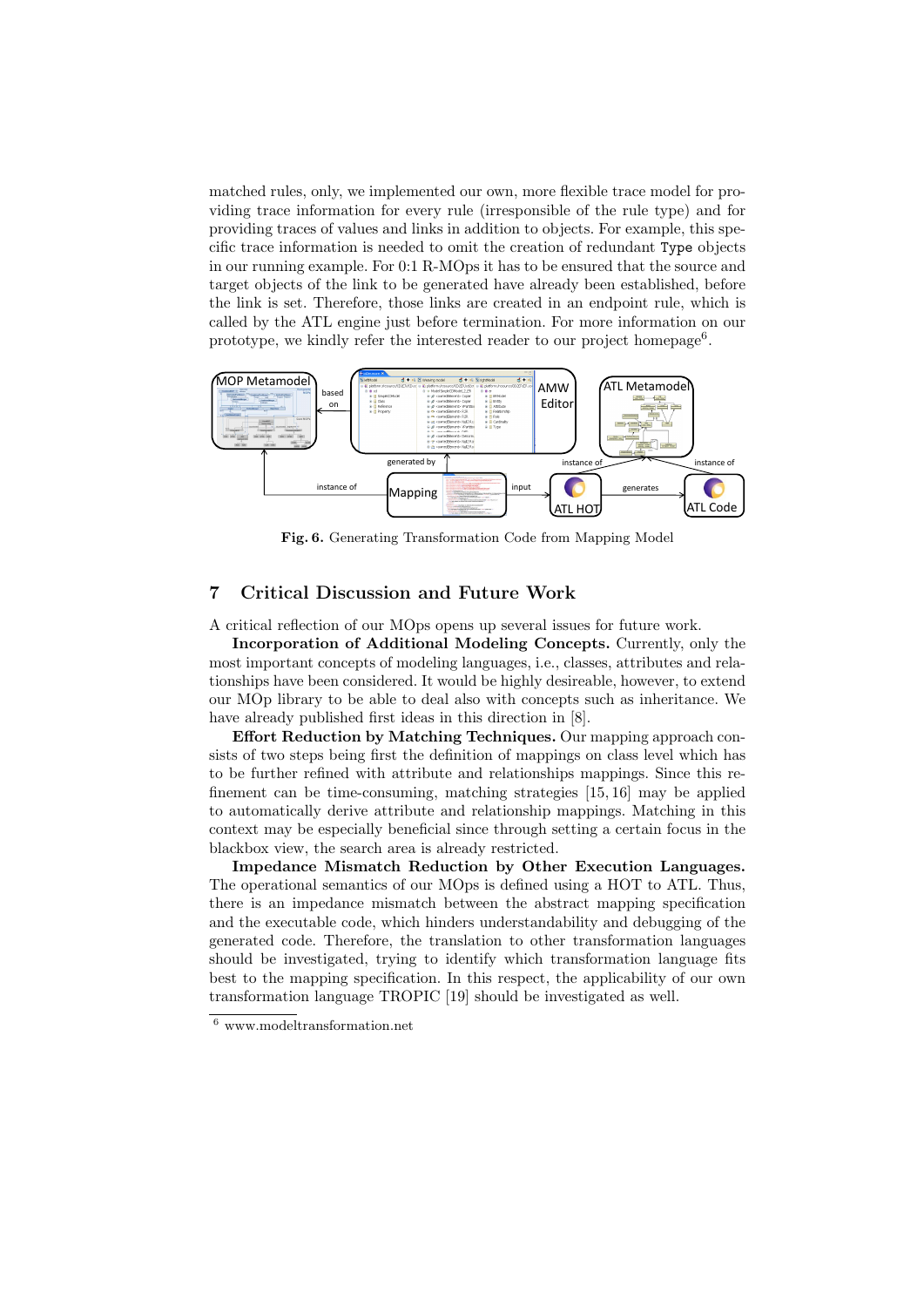matched rules, only, we implemented our own, more flexible trace model for providing trace information for every rule (irresponsible of the rule type) and for providing traces of values and links in addition to objects. For example, this specific trace information is needed to omit the creation of redundant `Type` objects in our running example. For 0:1 R-MOps it has to be ensured that the source and target objects of the link to be generated have already been established, before the link is set. Therefore, those links are created in an endpoint rule, which is called by the ATL engine just before termination. For more information on our prototype, we kindly refer the interested reader to our project homepage[6].

MOP Metamodel
based on
AMW Editor
ATL Metamodel
generated by
instance of
instance of
instance of
Mapping
input
ATL HOT
generates
ATL Code

**Fig. 6.** Generating Transformation Code from Mapping Model

## 7 Critical Discussion and Future Work

A critical reflection of our MOps opens up several issues for future work.

**Incorporation of Additional Modeling Concepts.** Currently, only the most important concepts of modeling languages, i.e., classes, attributes and relationships have been considered. It would be highly desireable, however, to extend our MOp library to be able to deal also with concepts such as inheritance. We have already published first ideas in this direction in [8].

**Effort Reduction by Matching Techniques.** Our mapping approach consists of two steps being first the definition of mappings on class level which has to be further refined with attribute and relationships mappings. Since this refinement can be time-consuming, matching strategies [15, 16] may be applied to automatically derive attribute and relationship mappings. Matching in this context may be especially beneficial since through setting a certain focus in the blackbox view, the search area is already restricted.

**Impedance Mismatch Reduction by Other Execution Languages.** The operational semantics of our MOps is defined using a HOT to ATL. Thus, there is an impedance mismatch between the abstract mapping specification and the executable code, which hinders understandability and debugging of the generated code. Therefore, the translation to other transformation languages should be investigated, trying to identify which transformation language fits best to the mapping specification. In this respect, the applicability of our own transformation language TROPIC [19] should be investigated as well.

[6] www.modeltransformation.net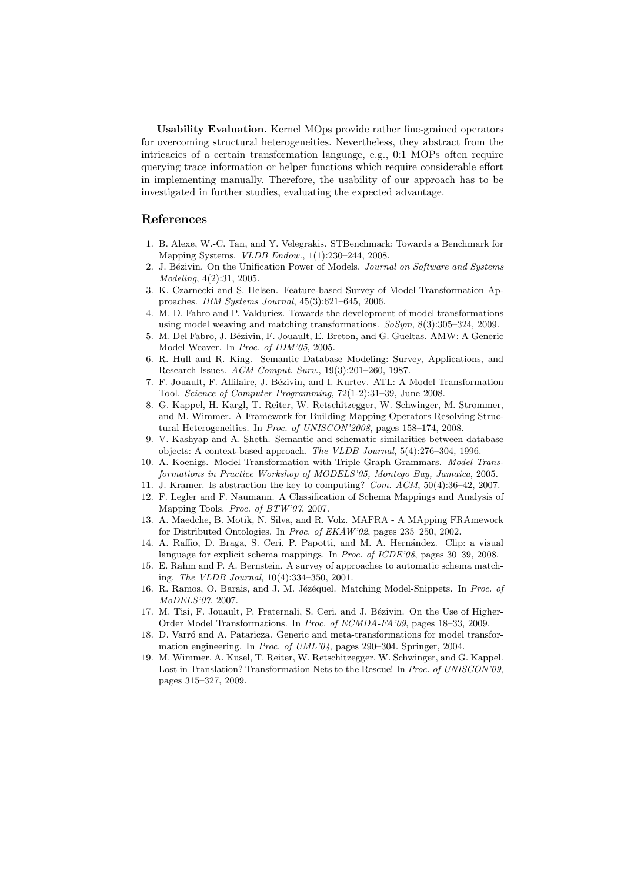**Usability Evaluation.** Kernel MOps provide rather fine-grained operators for overcoming structural heterogeneities. Nevertheless, they abstract from the intricacies of a certain transformation language, e.g., 0:1 MOPs often require querying trace information or helper functions which require considerable effort in implementing manually. Therefore, the usability of our approach has to be investigated in further studies, evaluating the expected advantage.

## References

1. B. Alexe, W.-C. Tan, and Y. Velegrakis. STBenchmark: Towards a Benchmark for Mapping Systems. *VLDB Endow.*, 1(1):230–244, 2008.
2. J. Bézivin. On the Unification Power of Models. *Journal on Software and Systems Modeling*, 4(2):31, 2005.
3. K. Czarnecki and S. Helsen. Feature-based Survey of Model Transformation Approaches. *IBM Systems Journal*, 45(3):621–645, 2006.
4. M. D. Fabro and P. Valduriez. Towards the development of model transformations using model weaving and matching transformations. *SoSym*, 8(3):305–324, 2009.
5. M. Del Fabro, J. Bézivin, F. Jouault, E. Breton, and G. Gueltas. AMW: A Generic Model Weaver. In *Proc. of IDM'05*, 2005.
6. R. Hull and R. King. Semantic Database Modeling: Survey, Applications, and Research Issues. *ACM Comput. Surv.*, 19(3):201–260, 1987.
7. F. Jouault, F. Allilaire, J. Bézivin, and I. Kurtev. ATL: A Model Transformation Tool. *Science of Computer Programming*, 72(1-2):31–39, June 2008.
8. G. Kappel, H. Kargl, T. Reiter, W. Retschitzegger, W. Schwinger, M. Strommer, and M. Wimmer. A Framework for Building Mapping Operators Resolving Structural Heterogeneities. In *Proc. of UNISCON'2008*, pages 158–174, 2008.
9. V. Kashyap and A. Sheth. Semantic and schematic similarities between database objects: A context-based approach. *The VLDB Journal*, 5(4):276–304, 1996.
10. A. Koenigs. Model Transformation with Triple Graph Grammars. *Model Transformations in Practice Workshop of MODELS'05, Montego Bay, Jamaica*, 2005.
11. J. Kramer. Is abstraction the key to computing? *Com. ACM*, 50(4):36–42, 2007.
12. F. Legler and F. Naumann. A Classification of Schema Mappings and Analysis of Mapping Tools. *Proc. of BTW'07*, 2007.
13. A. Maedche, B. Motik, N. Silva, and R. Volz. MAFRA - A MApping FRAmework for Distributed Ontologies. In *Proc. of EKAW'02*, pages 235–250, 2002.
14. A. Raffio, D. Braga, S. Ceri, P. Papotti, and M. A. Hernández. Clip: a visual language for explicit schema mappings. In *Proc. of ICDE'08*, pages 30–39, 2008.
15. E. Rahm and P. A. Bernstein. A survey of approaches to automatic schema matching. *The VLDB Journal*, 10(4):334–350, 2001.
16. R. Ramos, O. Barais, and J. M. Jézéquel. Matching Model-Snippets. In *Proc. of MoDELS'07*, 2007.
17. M. Tisi, F. Jouault, P. Fraternali, S. Ceri, and J. Bézivin. On the Use of Higher-Order Model Transformations. In *Proc. of ECMDA-FA'09*, pages 18–33, 2009.
18. D. Varró and A. Pataricza. Generic and meta-transformations for model transformation engineering. In *Proc. of UML'04*, pages 290–304. Springer, 2004.
19. M. Wimmer, A. Kusel, T. Reiter, W. Retschitzegger, W. Schwinger, and G. Kappel. Lost in Translation? Transformation Nets to the Rescue! In *Proc. of UNISCON'09*, pages 315–327, 2009.